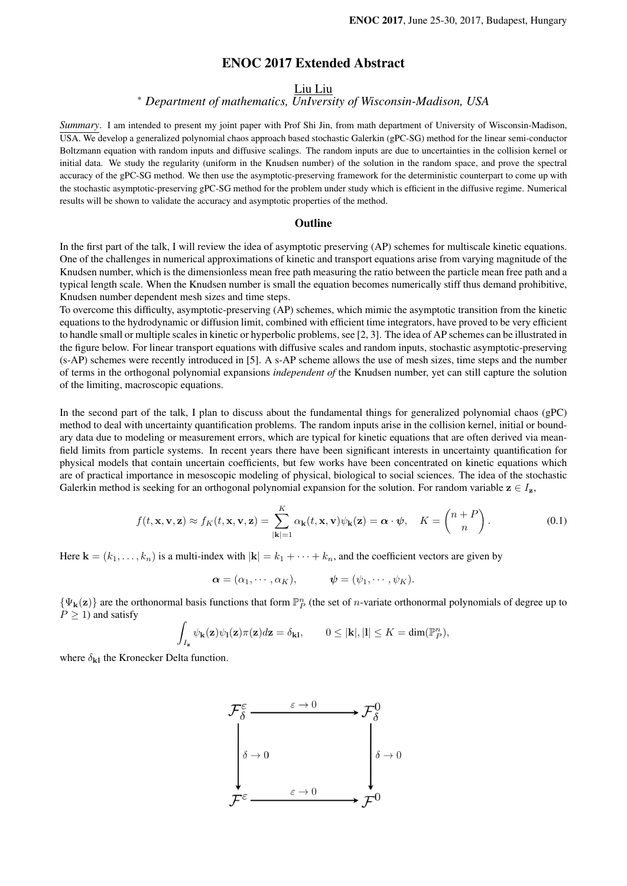# ENOC 2017 Extended Abstract

Liu Liu

*\* Department of mathematics, UnIversity of Wisconsin-Madison, USA*

*Summary*. I am intended to present my joint paper with Prof Shi Jin, from math department of University of Wisconsin-Madison, USA. We develop a generalized polynomial chaos approach based stochastic Galerkin (gPC-SG) method for the linear semi-conductor Boltzmann equation with random inputs and diffusive scalings. The random inputs are due to uncertainties in the collision kernel or initial data. We study the regularity (uniform in the Knudsen number) of the solution in the random space, and prove the spectral accuracy of the gPC-SG method. We then use the asymptotic-preserving framework for the deterministic counterpart to come up with the stochastic asymptotic-preserving gPC-SG method for the problem under study which is efficient in the diffusive regime. Numerical results will be shown to validate the accuracy and asymptotic properties of the method.

## Outline

In the first part of the talk, I will review the idea of asymptotic preserving (AP) schemes for multiscale kinetic equations. One of the challenges in numerical approximations of kinetic and transport equations arise from varying magnitude of the Knudsen number, which is the dimensionless mean free path measuring the ratio between the particle mean free path and a typical length scale. When the Knudsen number is small the equation becomes numerically stiff thus demand prohibitive, Knudsen number dependent mesh sizes and time steps.

To overcome this difficulty, asymptotic-preserving (AP) schemes, which mimic the asymptotic transition from the kinetic equations to the hydrodynamic or diffusion limit, combined with efficient time integrators, have proved to be very efficient to handle small or multiple scales in kinetic or hyperbolic problems, see [2, 3]. The idea of AP schemes can be illustrated in the figure below. For linear transport equations with diffusive scales and random inputs, stochastic asymptotic-preserving (s-AP) schemes were recently introduced in [5]. A s-AP scheme allows the use of mesh sizes, time steps and the number of terms in the orthogonal polynomial expansions *independent of* the Knudsen number, yet can still capture the solution of the limiting, macroscopic equations.

In the second part of the talk, I plan to discuss about the fundamental things for generalized polynomial chaos (gPC) method to deal with uncertainty quantification problems. The random inputs arise in the collision kernel, initial or boundary data due to modeling or measurement errors, which are typical for kinetic equations that are often derived via mean-field limits from particle systems. In recent years there have been significant interests in uncertainty quantification for physical models that contain uncertain coefficients, but few works have been concentrated on kinetic equations which are of practical importance in mesoscopic modeling of physical, biological to social sciences. The idea of the stochastic Galerkin method is seeking for an orthogonal polynomial expansion for the solution. For random variable $\mathbf{z} \in I_{\mathbf{z}}$,

$$f(t, \mathbf{x}, \mathbf{v}, \mathbf{z}) \approx f_K(t, \mathbf{x}, \mathbf{v}, \mathbf{z}) = \sum_{|\mathbf{k}|=1}^{K} \alpha_{\mathbf{k}}(t, \mathbf{x}, \mathbf{v}) \psi_{\mathbf{k}}(\mathbf{z}) = \boldsymbol{\alpha} \cdot \boldsymbol{\psi}, \quad K = \binom{n+P}{n}. \tag{0.1}$$

Here $\mathbf{k} = (k_1, \ldots, k_n)$ is a multi-index with $|\mathbf{k}| = k_1 + \cdots + k_n$, and the coefficient vectors are given by

$$\boldsymbol{\alpha} = (\alpha_1, \cdots, \alpha_K), \qquad \boldsymbol{\psi} = (\psi_1, \cdots, \psi_K).$$

$\{\Psi_{\mathbf{k}}(\mathbf{z})\}$ are the orthonormal basis functions that form $\mathbb{P}_P^n$ (the set of $n$-variate orthonormal polynomials of degree up to $P \geq 1$) and satisfy

$$\int_{I_{\mathbf{z}}} \psi_{\mathbf{k}}(\mathbf{z}) \psi_{\mathbf{l}}(\mathbf{z}) \pi(\mathbf{z}) d\mathbf{z} = \delta_{\mathbf{kl}}, \qquad 0 \leq |\mathbf{k}|, |\mathbf{l}| \leq K = \dim(\mathbb{P}_P^n),$$

where $\delta_{\mathbf{kl}}$ the Kronecker Delta function.

$$\begin{array}{ccc}
\mathcal{F}_\delta^\varepsilon & \xrightarrow{\varepsilon \to 0} & \mathcal{F}_\delta^0 \\
\Big\downarrow {\scriptstyle \delta \to 0} & & \Big\downarrow {\scriptstyle \delta \to 0} \\
\mathcal{F}^\varepsilon & \xrightarrow{\varepsilon \to 0} & \mathcal{F}^0
\end{array}$$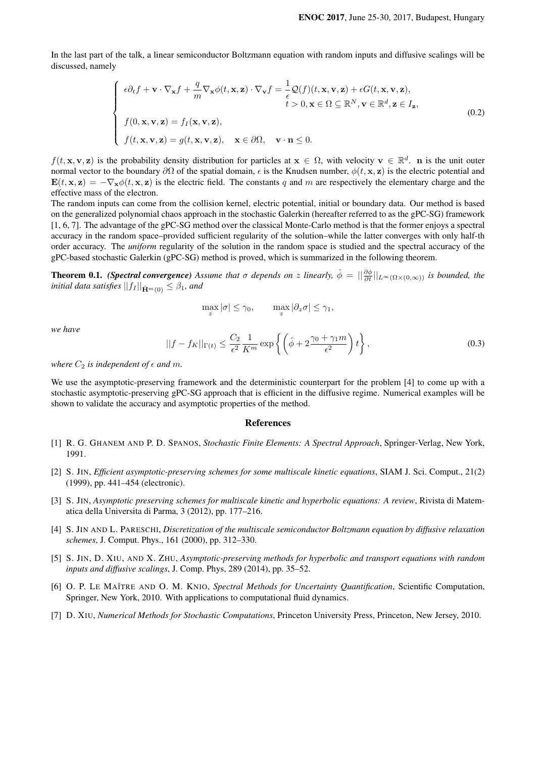In the last part of the talk, a linear semiconductor Boltzmann equation with random inputs and diffusive scalings will be discussed, namely

$$
\begin{cases}
\epsilon \partial_t f + \mathbf{v} \cdot \nabla_{\mathbf{x}} f + \dfrac{q}{m} \nabla_{\mathbf{x}} \phi(t, \mathbf{x}, \mathbf{z}) \cdot \nabla_{\mathbf{v}} f = \dfrac{1}{\epsilon} \mathcal{Q}(f)(t, \mathbf{x}, \mathbf{v}, \mathbf{z}) + \epsilon G(t, \mathbf{x}, \mathbf{v}, \mathbf{z}), \\
\qquad\qquad\qquad\qquad\qquad\qquad\qquad\quad t > 0, \mathbf{x} \in \Omega \subseteq \mathbb{R}^N, \mathbf{v} \in \mathbb{R}^d, \mathbf{z} \in I_{\mathbf{z}}, \\
f(0, \mathbf{x}, \mathbf{v}, \mathbf{z}) = f_I(\mathbf{x}, \mathbf{v}, \mathbf{z}), \\
f(t, \mathbf{x}, \mathbf{v}, \mathbf{z}) = g(t, \mathbf{x}, \mathbf{v}, \mathbf{z}), \quad \mathbf{x} \in \partial\Omega, \quad \mathbf{v} \cdot \mathbf{n} \leq 0.
\end{cases}
\tag{0.2}
$$

$f(t, \mathbf{x}, \mathbf{v}, \mathbf{z})$ is the probability density distribution for particles at $\mathbf{x} \in \Omega$, with velocity $\mathbf{v} \in \mathbb{R}^d$. $\mathbf{n}$ is the unit outer normal vector to the boundary $\partial\Omega$ of the spatial domain, $\epsilon$ is the Knudsen number, $\phi(t, \mathbf{x}, \mathbf{z})$ is the electric potential and $\mathbf{E}(t, \mathbf{x}, \mathbf{z}) = -\nabla_{\mathbf{x}} \phi(t, \mathbf{x}, \mathbf{z})$ is the electric field. The constants $q$ and $m$ are respectively the elementary charge and the effective mass of the electron.

The random inputs can come from the collision kernel, electric potential, initial or boundary data. Our method is based on the generalized polynomial chaos approach in the stochastic Galerkin (hereafter referred to as the gPC-SG) framework [1, 6, 7]. The advantage of the gPC-SG method over the classical Monte-Carlo method is that the former enjoys a spectral accuracy in the random space–provided sufficient regularity of the solution–while the latter converges with only half-th order accuracy. The *uniform* regularity of the solution in the random space is studied and the spectral accuracy of the gPC-based stochastic Galerkin (gPC-SG) method is proved, which is summarized in the following theorem.

**Theorem 0.1.** ***(Spectral convergence)*** *Assume that $\sigma$ depends on $z$ linearly, $\hat{\phi} = ||\frac{\partial \phi}{\partial t}||_{L^\infty(\Omega \times (0,\infty))}$ is bounded, the initial data satisfies $||f_I||_{\hat{\mathbf{H}}^m(0)} \leq \beta_1$, and*

$$
\max_z |\sigma| \leq \gamma_0, \qquad \max_z |\partial_z \sigma| \leq \gamma_1,
$$

*we have*

$$
||f - f_K||_{\Gamma(t)} \leq \frac{C_2}{\epsilon^2} \frac{1}{K^m} \exp\left\{ \left( \hat{\phi} + 2 \frac{\gamma_0 + \gamma_1 m}{\epsilon^2} \right) t \right\},
\tag{0.3}
$$

*where $C_2$ is independent of $\epsilon$ and $m$.*

We use the asymptotic-preserving framework and the deterministic counterpart for the problem [4] to come up with a stochastic asymptotic-preserving gPC-SG approach that is efficient in the diffusive regime. Numerical examples will be shown to validate the accuracy and asymptotic properties of the method.

## References

[1] R. G. Ghanem and P. D. Spanos, *Stochastic Finite Elements: A Spectral Approach*, Springer-Verlag, New York, 1991.

[2] S. Jin, *Efficient asymptotic-preserving schemes for some multiscale kinetic equations*, SIAM J. Sci. Comput., 21(2) (1999), pp. 441–454 (electronic).

[3] S. Jin, *Asymptotic preserving schemes for multiscale kinetic and hyperbolic equations: A review*, Rivista di Matematica della Universita di Parma, 3 (2012), pp. 177–216.

[4] S. Jin and L. Pareschi, *Discretization of the multiscale semiconductor Boltzmann equation by diffusive relaxation schemes*, J. Comput. Phys., 161 (2000), pp. 312–330.

[5] S. Jin, D. Xiu, and X. Zhu, *Asymptotic-preserving methods for hyperbolic and transport equations with random inputs and diffusive scalings*, J. Comp. Phys, 289 (2014), pp. 35–52.

[6] O. P. Le Maître and O. M. Knio, *Spectral Methods for Uncertainty Quantification*, Scientific Computation, Springer, New York, 2010. With applications to computational fluid dynamics.

[7] D. Xiu, *Numerical Methods for Stochastic Computations*, Princeton University Press, Princeton, New Jersey, 2010.